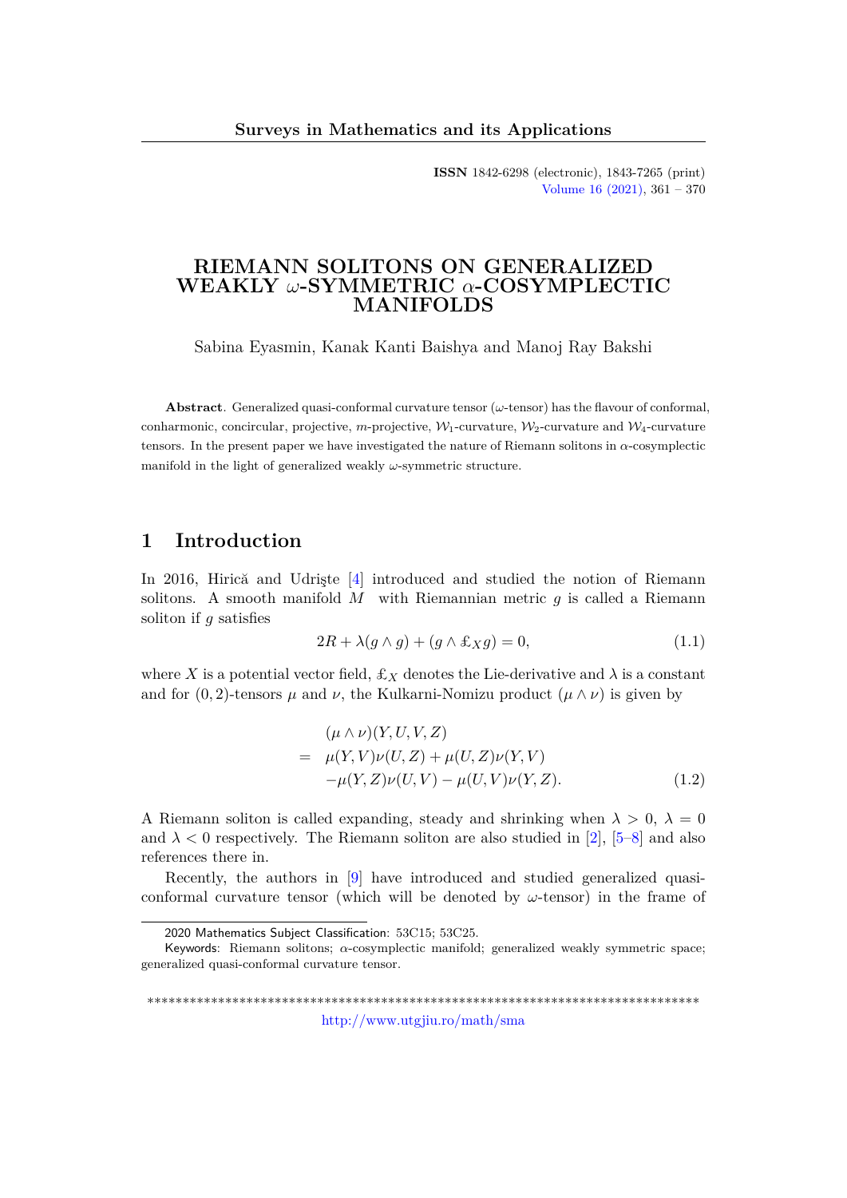# RIEMANN SOLITONS ON GENERALIZED WEAKLY $\omega$-SYMMETRIC $\alpha$-COSYMPLECTIC MANIFOLDS

Sabina Eyasmin, Kanak Kanti Baishya and Manoj Ray Bakshi

**Abstract**. Generalized quasi-conformal curvature tensor ($\omega$-tensor) has the flavour of conformal, conharmonic, concircular, projective, $m$-projective, $\mathcal{W}_1$-curvature, $\mathcal{W}_2$-curvature and $\mathcal{W}_4$-curvature tensors. In the present paper we have investigated the nature of Riemann solitons in $\alpha$-cosymplectic manifold in the light of generalized weakly $\omega$-symmetric structure.

## 1 Introduction

In 2016, Hirică and Udrişte [4] introduced and studied the notion of Riemann solitons. A smooth manifold $M$ with Riemannian metric $g$ is called a Riemann soliton if $g$ satisfies

$$2R + \lambda(g \wedge g) + (g \wedge \pounds_X g) = 0, \tag{1.1}$$

where $X$ is a potential vector field, $\pounds_X$ denotes the Lie-derivative and $\lambda$ is a constant and for $(0,2)$-tensors $\mu$ and $\nu$, the Kulkarni-Nomizu product $(\mu \wedge \nu)$ is given by

$$\begin{aligned}
& (\mu \wedge \nu)(Y,U,V,Z) \\
= \; & \mu(Y,V)\nu(U,Z) + \mu(U,Z)\nu(Y,V) \\
& -\mu(Y,Z)\nu(U,V) - \mu(U,V)\nu(Y,Z).
\end{aligned} \tag{1.2}$$

A Riemann soliton is called expanding, steady and shrinking when $\lambda > 0$, $\lambda = 0$ and $\lambda < 0$ respectively. The Riemann soliton are also studied in [2], [5–8] and also references there in.

Recently, the authors in [9] have introduced and studied generalized quasi-conformal curvature tensor (which will be denoted by $\omega$-tensor) in the frame of

2020 Mathematics Subject Classification: 53C15; 53C25.

Keywords: Riemann solitons; $\alpha$-cosymplectic manifold; generalized weakly symmetric space; generalized quasi-conformal curvature tensor.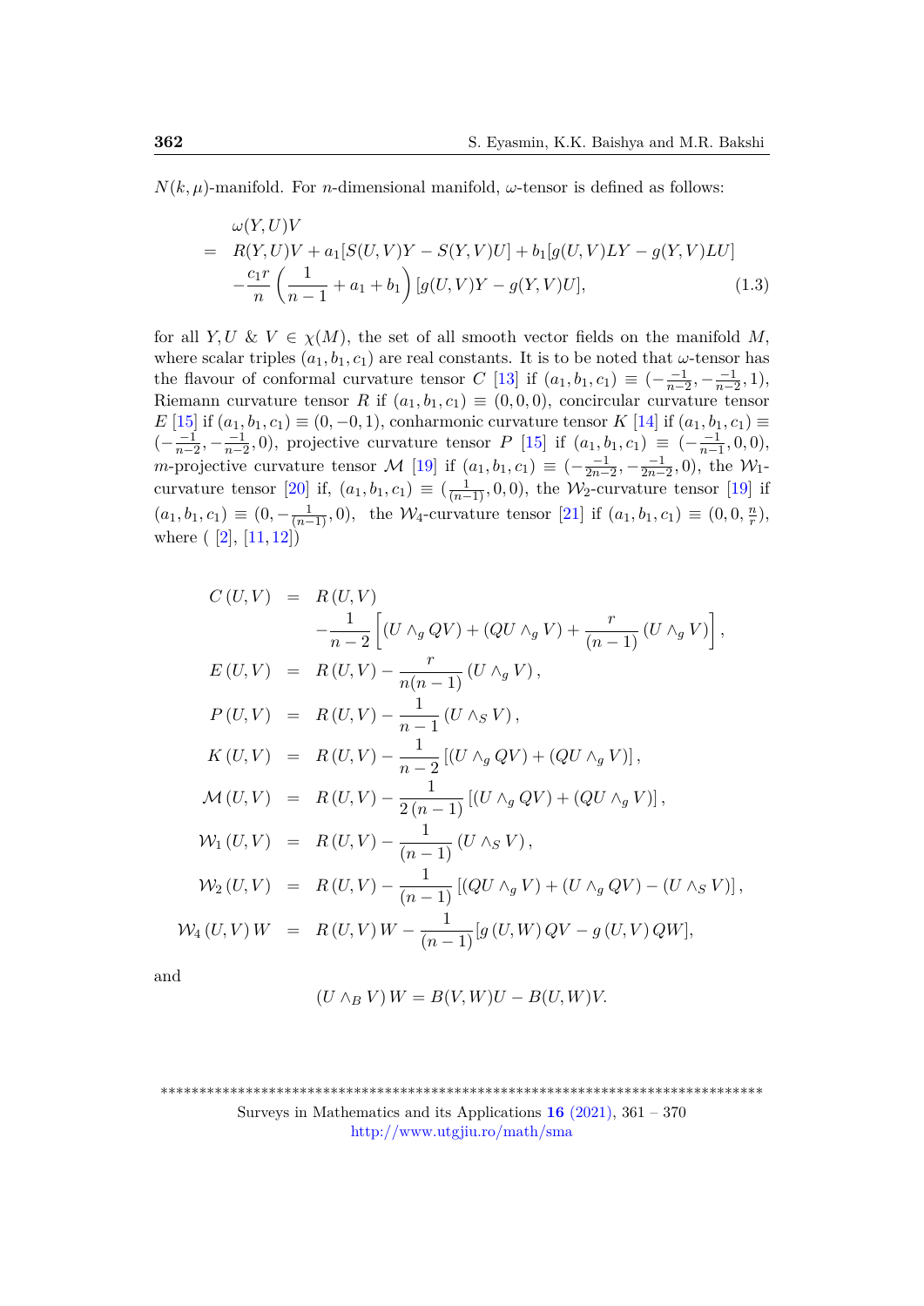$N(k,\mu)$-manifold. For $n$-dimensional manifold, $\omega$-tensor is defined as follows:

$$
\begin{aligned}
& \omega(Y,U)V \\
= \;& R(Y,U)V + a_1[S(U,V)Y - S(Y,V)U] + b_1[g(U,V)LY - g(Y,V)LU] \\
& -\frac{c_1 r}{n}\left(\frac{1}{n-1} + a_1 + b_1\right)[g(U,V)Y - g(Y,V)U], \qquad (1.3)
\end{aligned}
$$

for all $Y, U$ & $V \in \chi(M)$, the set of all smooth vector fields on the manifold $M$, where scalar triples $(a_1, b_1, c_1)$ are real constants. It is to be noted that $\omega$-tensor has the flavour of conformal curvature tensor $C$ [13] if $(a_1,b_1,c_1) \equiv (-\frac{-1}{n-2}, -\frac{-1}{n-2}, 1)$, Riemann curvature tensor $R$ if $(a_1,b_1,c_1) \equiv (0,0,0)$, concircular curvature tensor $E$ [15] if $(a_1,b_1,c_1) \equiv (0,-0,1)$, conharmonic curvature tensor $K$ [14] if $(a_1,b_1,c_1) \equiv (-\frac{-1}{n-2}, -\frac{-1}{n-2}, 0)$, projective curvature tensor $P$ [15] if $(a_1,b_1,c_1) \equiv (-\frac{-1}{n-1}, 0, 0)$, $m$-projective curvature tensor $\mathcal{M}$ [19] if $(a_1,b_1,c_1) \equiv (-\frac{-1}{2n-2}, -\frac{-1}{2n-2}, 0)$, the $\mathcal{W}_1$-curvature tensor [20] if, $(a_1,b_1,c_1) \equiv (\frac{1}{(n-1)}, 0, 0)$, the $\mathcal{W}_2$-curvature tensor [19] if $(a_1,b_1,c_1) \equiv (0, -\frac{1}{(n-1)}, 0)$, the $\mathcal{W}_4$-curvature tensor [21] if $(a_1,b_1,c_1) \equiv (0, 0, \frac{n}{r})$, where ( [2], [11, 12])

$$
\begin{aligned}
C(U,V) &= R(U,V) \\
&\quad -\frac{1}{n-2}\left[(U \wedge_g QV) + (QU \wedge_g V) + \frac{r}{(n-1)}(U \wedge_g V)\right], \\
E(U,V) &= R(U,V) - \frac{r}{n(n-1)}(U \wedge_g V), \\
P(U,V) &= R(U,V) - \frac{1}{n-1}(U \wedge_S V), \\
K(U,V) &= R(U,V) - \frac{1}{n-2}[(U \wedge_g QV) + (QU \wedge_g V)], \\
\mathcal{M}(U,V) &= R(U,V) - \frac{1}{2(n-1)}[(U \wedge_g QV) + (QU \wedge_g V)], \\
\mathcal{W}_1(U,V) &= R(U,V) - \frac{1}{(n-1)}(U \wedge_S V), \\
\mathcal{W}_2(U,V) &= R(U,V) - \frac{1}{(n-1)}[(QU \wedge_g V) + (U \wedge_g QV) - (U \wedge_S V)], \\
\mathcal{W}_4(U,V)W &= R(U,V)W - \frac{1}{(n-1)}[g(U,W)QV - g(U,V)QW],
\end{aligned}
$$

and

$$
(U \wedge_B V)W = B(V,W)U - B(U,W)V.
$$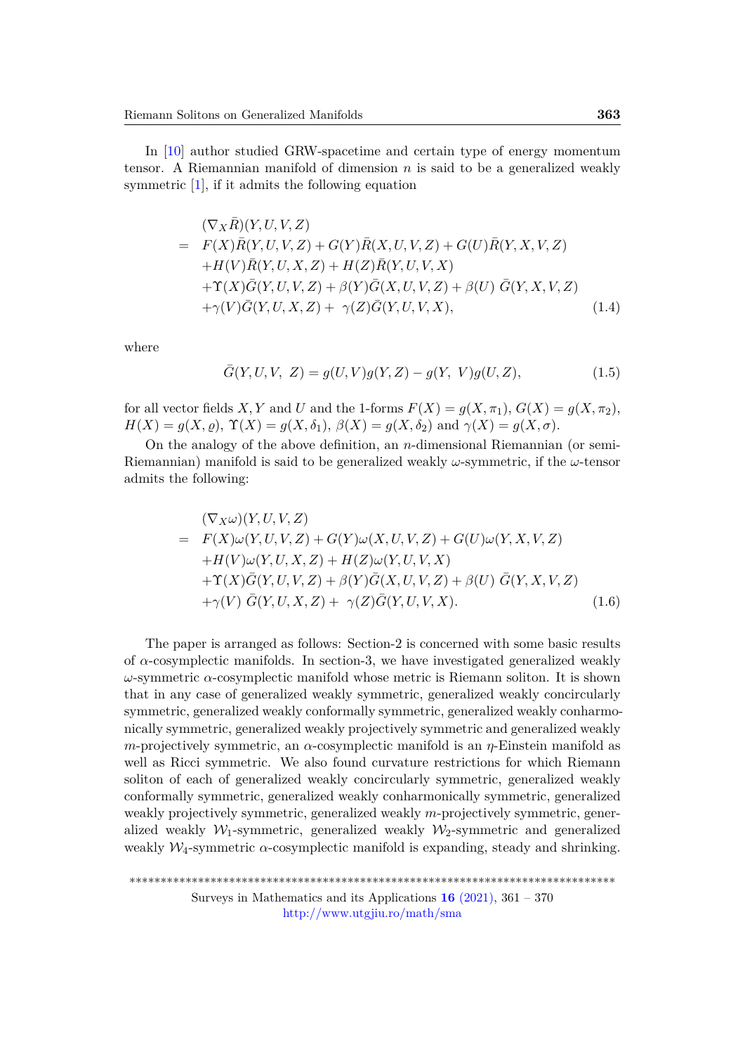In [10] author studied GRW-spacetime and certain type of energy momentum tensor. A Riemannian manifold of dimension $n$ is said to be a generalized weakly symmetric [1], if it admits the following equation

$$
\begin{aligned}
& (\nabla_X \bar{R})(Y,U,V,Z) \\
= \;& F(X)\bar{R}(Y,U,V,Z) + G(Y)\bar{R}(X,U,V,Z) + G(U)\bar{R}(Y,X,V,Z) \\
& + H(V)\bar{R}(Y,U,X,Z) + H(Z)\bar{R}(Y,U,V,X) \\
& + \Upsilon(X)\bar{G}(Y,U,V,Z) + \beta(Y)\bar{G}(X,U,V,Z) + \beta(U)\ \bar{G}(Y,X,V,Z) \\
& + \gamma(V)\bar{G}(Y,U,X,Z) + \ \gamma(Z)\bar{G}(Y,U,V,X), \qquad (1.4)
\end{aligned}
$$

where

$$
\bar{G}(Y,U,V,\ Z) = g(U,V)g(Y,Z) - g(Y,\ V)g(U,Z), \qquad (1.5)
$$

for all vector fields $X, Y$ and $U$ and the 1-forms $F(X) = g(X,\pi_1)$, $G(X) = g(X,\pi_2)$, $H(X) = g(X,\varrho)$, $\Upsilon(X) = g(X,\delta_1)$, $\beta(X) = g(X,\delta_2)$ and $\gamma(X) = g(X,\sigma)$.

On the analogy of the above definition, an $n$-dimensional Riemannian (or semi-Riemannian) manifold is said to be generalized weakly $\omega$-symmetric, if the $\omega$-tensor admits the following:

$$
\begin{aligned}
& (\nabla_X \omega)(Y,U,V,Z) \\
= \;& F(X)\omega(Y,U,V,Z) + G(Y)\omega(X,U,V,Z) + G(U)\omega(Y,X,V,Z) \\
& + H(V)\omega(Y,U,X,Z) + H(Z)\omega(Y,U,V,X) \\
& + \Upsilon(X)\bar{G}(Y,U,V,Z) + \beta(Y)\bar{G}(X,U,V,Z) + \beta(U)\ \bar{G}(Y,X,V,Z) \\
& + \gamma(V)\ \bar{G}(Y,U,X,Z) + \ \gamma(Z)\bar{G}(Y,U,V,X). \qquad (1.6)
\end{aligned}
$$

The paper is arranged as follows: Section-2 is concerned with some basic results of $\alpha$-cosymplectic manifolds. In section-3, we have investigated generalized weakly $\omega$-symmetric $\alpha$-cosymplectic manifold whose metric is Riemann soliton. It is shown that in any case of generalized weakly symmetric, generalized weakly concircularly symmetric, generalized weakly conformally symmetric, generalized weakly conharmonically symmetric, generalized weakly projectively symmetric and generalized weakly $m$-projectively symmetric, an $\alpha$-cosymplectic manifold is an $\eta$-Einstein manifold as well as Ricci symmetric. We also found curvature restrictions for which Riemann soliton of each of generalized weakly concircularly symmetric, generalized weakly conformally symmetric, generalized weakly conharmonically symmetric, generalized weakly projectively symmetric, generalized weakly $m$-projectively symmetric, generalized weakly $\mathcal{W}_1$-symmetric, generalized weakly $\mathcal{W}_2$-symmetric and generalized weakly $\mathcal{W}_4$-symmetric $\alpha$-cosymplectic manifold is expanding, steady and shrinking.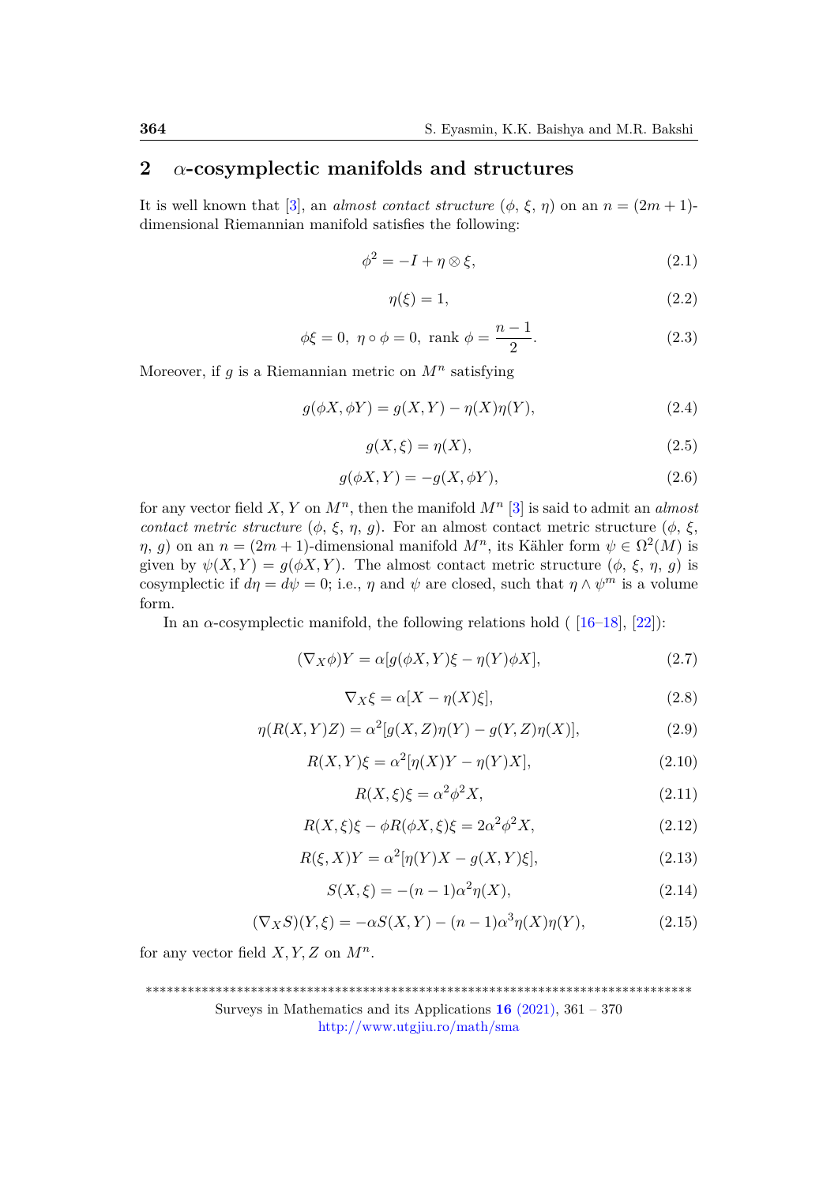## 2 $\alpha$-cosymplectic manifolds and structures

It is well known that [3], an *almost contact structure* $(\phi,\ \xi,\ \eta)$ on an $n = (2m+1)$-dimensional Riemannian manifold satisfies the following:

$$\phi^2 = -I + \eta \otimes \xi, \tag{2.1}$$

$$\eta(\xi) = 1, \tag{2.2}$$

$$\phi\xi = 0,\ \eta \circ \phi = 0,\ \text{rank}\ \phi = \frac{n-1}{2}. \tag{2.3}$$

Moreover, if $g$ is a Riemannian metric on $M^n$ satisfying

$$g(\phi X, \phi Y) = g(X,Y) - \eta(X)\eta(Y), \tag{2.4}$$

$$g(X, \xi) = \eta(X), \tag{2.5}$$

$$g(\phi X, Y) = -g(X, \phi Y), \tag{2.6}$$

for any vector field $X, Y$ on $M^n$, then the manifold $M^n$ [3] is said to admit an *almost contact metric structure* $(\phi,\ \xi,\ \eta,\ g)$. For an almost contact metric structure $(\phi,\ \xi,\ \eta,\ g)$ on an $n = (2m+1)$-dimensional manifold $M^n$, its Kähler form $\psi \in \Omega^2(M)$ is given by $\psi(X,Y) = g(\phi X, Y)$. The almost contact metric structure $(\phi,\ \xi,\ \eta,\ g)$ is cosymplectic if $d\eta = d\psi = 0$; i.e., $\eta$ and $\psi$ are closed, such that $\eta \wedge \psi^m$ is a volume form.

In an $\alpha$-cosymplectic manifold, the following relations hold ( [16–18], [22]):

$$(\nabla_X \phi)Y = \alpha[g(\phi X, Y)\xi - \eta(Y)\phi X], \tag{2.7}$$

$$\nabla_X \xi = \alpha[X - \eta(X)\xi], \tag{2.8}$$

$$\eta(R(X,Y)Z) = \alpha^2[g(X,Z)\eta(Y) - g(Y,Z)\eta(X)], \tag{2.9}$$

$$R(X,Y)\xi = \alpha^2[\eta(X)Y - \eta(Y)X], \tag{2.10}$$

$$R(X,\xi)\xi = \alpha^2\phi^2 X, \tag{2.11}$$

$$R(X,\xi)\xi - \phi R(\phi X, \xi)\xi = 2\alpha^2\phi^2 X, \tag{2.12}$$

$$R(\xi, X)Y = \alpha^2[\eta(Y)X - g(X,Y)\xi], \tag{2.13}$$

$$S(X,\xi) = -(n-1)\alpha^2\eta(X), \tag{2.14}$$

$$(\nabla_X S)(Y,\xi) = -\alpha S(X,Y) - (n-1)\alpha^3\eta(X)\eta(Y), \tag{2.15}$$

for any vector field $X, Y, Z$ on $M^n$.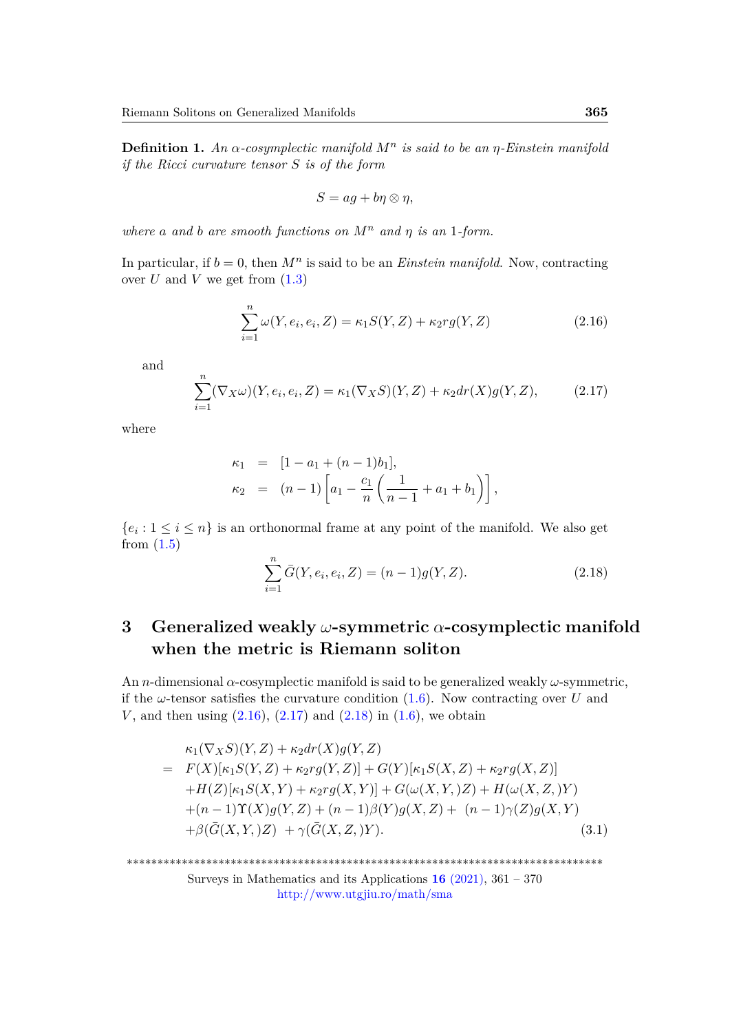**Definition 1.** *An $\alpha$-cosymplectic manifold $M^n$ is said to be an $\eta$-Einstein manifold if the Ricci curvature tensor $S$ is of the form*

$$S = ag + b\eta \otimes \eta,$$

*where $a$ and $b$ are smooth functions on $M^n$ and $\eta$ is an 1-form.*

In particular, if $b = 0$, then $M^n$ is said to be an *Einstein manifold*. Now, contracting over $U$ and $V$ we get from (1.3)

$$\sum_{i=1}^{n} \omega(Y, e_i, e_i, Z) = \kappa_1 S(Y, Z) + \kappa_2 r g(Y, Z) \tag{2.16}$$

and

$$\sum_{i=1}^{n} (\nabla_X \omega)(Y, e_i, e_i, Z) = \kappa_1 (\nabla_X S)(Y, Z) + \kappa_2 dr(X) g(Y, Z), \tag{2.17}$$

where

$$\begin{aligned}
\kappa_1 &= [1 - a_1 + (n-1)b_1], \\
\kappa_2 &= (n-1)\left[a_1 - \frac{c_1}{n}\left(\frac{1}{n-1} + a_1 + b_1\right)\right],
\end{aligned}$$

$\{e_i : 1 \leq i \leq n\}$ is an orthonormal frame at any point of the manifold. We also get from (1.5)

$$\sum_{i=1}^{n} \bar{G}(Y, e_i, e_i, Z) = (n-1) g(Y, Z). \tag{2.18}$$

# 3 Generalized weakly $\omega$-symmetric $\alpha$-cosymplectic manifold when the metric is Riemann soliton

An $n$-dimensional $\alpha$-cosymplectic manifold is said to be generalized weakly $\omega$-symmetric, if the $\omega$-tensor satisfies the curvature condition (1.6). Now contracting over $U$ and $V$, and then using (2.16), (2.17) and (2.18) in (1.6), we obtain

$$\begin{aligned}
& \kappa_1 (\nabla_X S)(Y, Z) + \kappa_2 dr(X) g(Y, Z) \\
= \ & F(X)[\kappa_1 S(Y, Z) + \kappa_2 r g(Y, Z)] + G(Y)[\kappa_1 S(X, Z) + \kappa_2 r g(X, Z)] \\
& + H(Z)[\kappa_1 S(X, Y) + \kappa_2 r g(X, Y)] + G(\omega(X, Y, )Z) + H(\omega(X, Z, )Y) \\
& + (n-1)\Upsilon(X) g(Y, Z) + (n-1)\beta(Y) g(X, Z) + (n-1)\gamma(Z) g(X, Y) \\
& + \beta(\bar{G}(X, Y, )Z) + \gamma(\bar{G}(X, Z, )Y).
\end{aligned} \tag{3.1}$$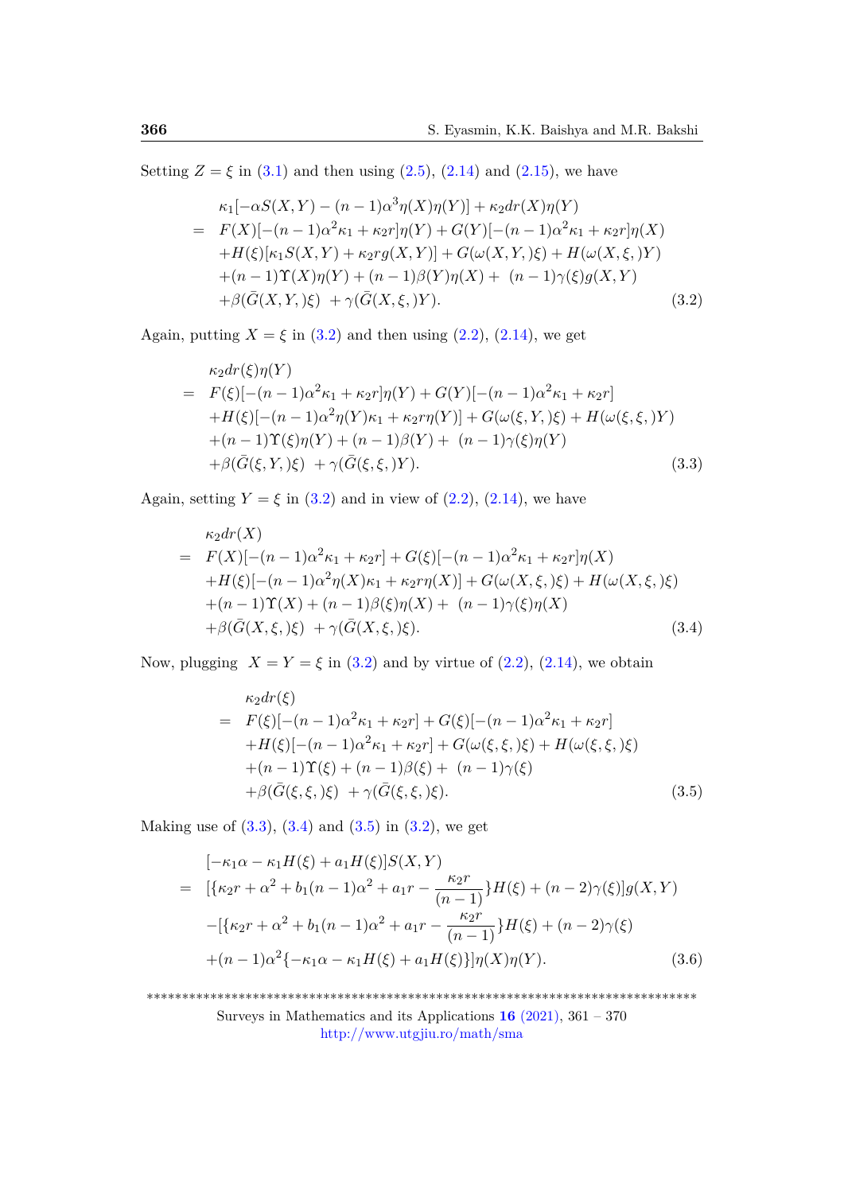Setting $Z = \xi$ in (3.1) and then using (2.5), (2.14) and (2.15), we have

$$
\begin{aligned}
& \kappa_1[-\alpha S(X,Y) - (n-1)\alpha^3\eta(X)\eta(Y)] + \kappa_2 dr(X)\eta(Y) \\
= \;& F(X)[-(n-1)\alpha^2\kappa_1 + \kappa_2 r]\eta(Y) + G(Y)[-(n-1)\alpha^2\kappa_1 + \kappa_2 r]\eta(X) \\
& + H(\xi)[\kappa_1 S(X,Y) + \kappa_2 r g(X,Y)] + G(\omega(X,Y,)\xi) + H(\omega(X,\xi,)Y) \\
& + (n-1)\Upsilon(X)\eta(Y) + (n-1)\beta(Y)\eta(X) + \; (n-1)\gamma(\xi)g(X,Y) \\
& + \beta(\bar{G}(X,Y,)\xi) \; + \gamma(\bar{G}(X,\xi,)Y).
\end{aligned} \tag{3.2}
$$

Again, putting $X = \xi$ in (3.2) and then using (2.2), (2.14), we get

$$
\begin{aligned}
& \kappa_2 dr(\xi)\eta(Y) \\
= \;& F(\xi)[-(n-1)\alpha^2\kappa_1 + \kappa_2 r]\eta(Y) + G(Y)[-(n-1)\alpha^2\kappa_1 + \kappa_2 r] \\
& + H(\xi)[-(n-1)\alpha^2\eta(Y)\kappa_1 + \kappa_2 r\eta(Y)] + G(\omega(\xi,Y,)\xi) + H(\omega(\xi,\xi,)Y) \\
& + (n-1)\Upsilon(\xi)\eta(Y) + (n-1)\beta(Y) + \; (n-1)\gamma(\xi)\eta(Y) \\
& + \beta(\bar{G}(\xi,Y,)\xi) \; + \gamma(\bar{G}(\xi,\xi,)Y).
\end{aligned} \tag{3.3}
$$

Again, setting $Y = \xi$ in (3.2) and in view of (2.2), (2.14), we have

$$
\begin{aligned}
& \kappa_2 dr(X) \\
= \;& F(X)[-(n-1)\alpha^2\kappa_1 + \kappa_2 r] + G(\xi)[-(n-1)\alpha^2\kappa_1 + \kappa_2 r]\eta(X) \\
& + H(\xi)[-(n-1)\alpha^2\eta(X)\kappa_1 + \kappa_2 r\eta(X)] + G(\omega(X,\xi,)\xi) + H(\omega(X,\xi,)\xi) \\
& + (n-1)\Upsilon(X) + (n-1)\beta(\xi)\eta(X) + \; (n-1)\gamma(\xi)\eta(X) \\
& + \beta(\bar{G}(X,\xi,)\xi) \; + \gamma(\bar{G}(X,\xi,)\xi).
\end{aligned} \tag{3.4}
$$

Now, plugging $X = Y = \xi$ in (3.2) and by virtue of (2.2), (2.14), we obtain

$$
\begin{aligned}
& \kappa_2 dr(\xi) \\
= \;& F(\xi)[-(n-1)\alpha^2\kappa_1 + \kappa_2 r] + G(\xi)[-(n-1)\alpha^2\kappa_1 + \kappa_2 r] \\
& + H(\xi)[-(n-1)\alpha^2\kappa_1 + \kappa_2 r] + G(\omega(\xi,\xi,)\xi) + H(\omega(\xi,\xi,)\xi) \\
& + (n-1)\Upsilon(\xi) + (n-1)\beta(\xi) + \; (n-1)\gamma(\xi) \\
& + \beta(\bar{G}(\xi,\xi,)\xi) \; + \gamma(\bar{G}(\xi,\xi,)\xi).
\end{aligned} \tag{3.5}
$$

Making use of (3.3), (3.4) and (3.5) in (3.2), we get

$$
\begin{aligned}
& [-\kappa_1\alpha - \kappa_1 H(\xi) + a_1 H(\xi)]S(X,Y) \\
= \;& [\{\kappa_2 r + \alpha^2 + b_1(n-1)\alpha^2 + a_1 r - \frac{\kappa_2 r}{(n-1)}\}H(\xi) + (n-2)\gamma(\xi)]g(X,Y) \\
& - [\{\kappa_2 r + \alpha^2 + b_1(n-1)\alpha^2 + a_1 r - \frac{\kappa_2 r}{(n-1)}\}H(\xi) + (n-2)\gamma(\xi) \\
& + (n-1)\alpha^2\{-\kappa_1\alpha - \kappa_1 H(\xi) + a_1 H(\xi)\}]\eta(X)\eta(Y).
\end{aligned} \tag{3.6}
$$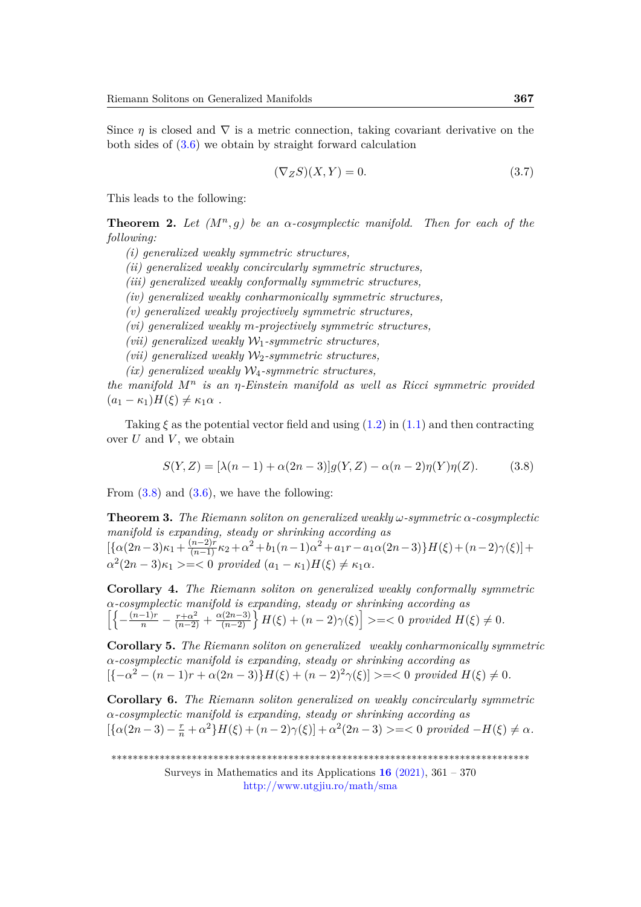Since $\eta$ is closed and $\nabla$ is a metric connection, taking covariant derivative on the both sides of (3.6) we obtain by straight forward calculation

$$(\nabla_Z S)(X, Y) = 0. \tag{3.7}$$

This leads to the following:

**Theorem 2.** *Let $(M^n, g)$ be an $\alpha$-cosymplectic manifold. Then for each of the following:*

*(i) generalized weakly symmetric structures,*
*(ii) generalized weakly concircularly symmetric structures,*
*(iii) generalized weakly conformally symmetric structures,*
*(iv) generalized weakly conharmonically symmetric structures,*
*(v) generalized weakly projectively symmetric structures,*
*(vi) generalized weakly m-projectively symmetric structures,*
*(vii) generalized weakly $\mathcal{W}_1$-symmetric structures,*
*(vii) generalized weakly $\mathcal{W}_2$-symmetric structures,*
*(ix) generalized weakly $\mathcal{W}_4$-symmetric structures,*

*the manifold $M^n$ is an $\eta$-Einstein manifold as well as Ricci symmetric provided $(a_1 - \kappa_1)H(\xi) \neq \kappa_1\alpha$ .*

Taking $\xi$ as the potential vector field and using (1.2) in (1.1) and then contracting over $U$ and $V$, we obtain

$$S(Y, Z) = [\lambda(n-1) + \alpha(2n-3)]g(Y, Z) - \alpha(n-2)\eta(Y)\eta(Z). \tag{3.8}$$

From (3.8) and (3.6), we have the following:

**Theorem 3.** *The Riemann soliton on generalized weakly $\omega$-symmetric $\alpha$-cosymplectic manifold is expanding, steady or shrinking according as $[\{\alpha(2n-3)\kappa_1 + \frac{(n-2)r}{(n-1)}\kappa_2 + \alpha^2 + b_1(n-1)\alpha^2 + a_1 r - a_1\alpha(2n-3)\}H(\xi) + (n-2)\gamma(\xi)] + \alpha^2(2n-3)\kappa_1 >=< 0$ provided $(a_1 - \kappa_1)H(\xi) \neq \kappa_1\alpha$.*

**Corollary 4.** *The Riemann soliton on generalized weakly conformally symmetric $\alpha$-cosymplectic manifold is expanding, steady or shrinking according as $\left[\left\{-\frac{(n-1)r}{n} - \frac{r+\alpha^2}{(n-2)} + \frac{\alpha(2n-3)}{(n-2)}\right\}H(\xi) + (n-2)\gamma(\xi)\right] >=< 0$ provided $H(\xi) \neq 0$.*

**Corollary 5.** *The Riemann soliton on generalized weakly conharmonically symmetric $\alpha$-cosymplectic manifold is expanding, steady or shrinking according as $[\{-\alpha^2 - (n-1)r + \alpha(2n-3)\}H(\xi) + (n-2)^2\gamma(\xi)] >=< 0$ provided $H(\xi) \neq 0$.*

**Corollary 6.** *The Riemann soliton generalized on weakly concircularly symmetric $\alpha$-cosymplectic manifold is expanding, steady or shrinking according as $[\{\alpha(2n-3) - \frac{r}{n} + \alpha^2\}H(\xi) + (n-2)\gamma(\xi)] + \alpha^2(2n-3) >=< 0$ provided $-H(\xi) \neq \alpha$.*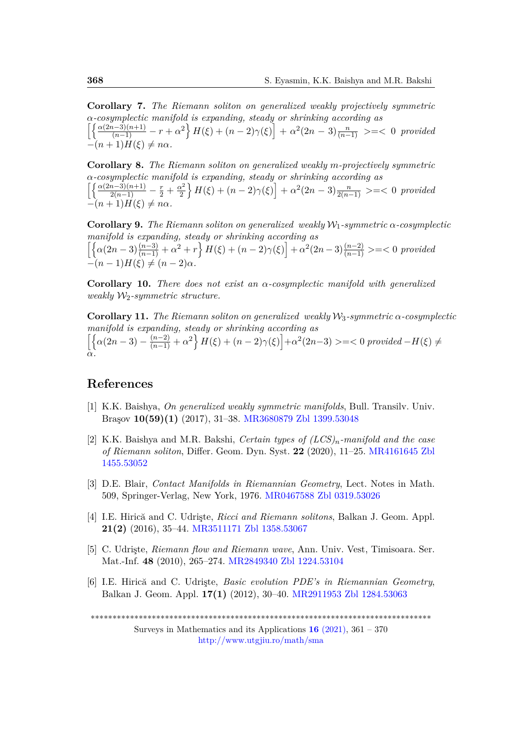**Corollary 7.** *The Riemann soliton on generalized weakly projectively symmetric $\alpha$-cosymplectic manifold is expanding, steady or shrinking according as* $\left[\left\{\frac{\alpha(2n-3)(n+1)}{(n-1)} - r + \alpha^2\right\} H(\xi) + (n-2)\gamma(\xi)\right] + \alpha^2(2n-3)\frac{n}{(n-1)} >=< 0$ *provided* $-(n+1)H(\xi) \neq n\alpha$.

**Corollary 8.** *The Riemann soliton on generalized weakly m-projectively symmetric $\alpha$-cosymplectic manifold is expanding, steady or shrinking according as* $\left[\left\{\frac{\alpha(2n-3)(n+1)}{2(n-1)} - \frac{r}{2} + \frac{\alpha^2}{2}\right\} H(\xi) + (n-2)\gamma(\xi)\right] + \alpha^2(2n-3)\frac{n}{2(n-1)} >=< 0$ *provided* $-(n+1)H(\xi) \neq n\alpha$.

**Corollary 9.** *The Riemann soliton on generalized weakly $\mathcal{W}_1$-symmetric $\alpha$-cosymplectic manifold is expanding, steady or shrinking according as* $\left[\left\{\alpha(2n-3)\frac{(n-3)}{(n-1)} + \alpha^2 + r\right\} H(\xi) + (n-2)\gamma(\xi)\right] + \alpha^2(2n-3)\frac{(n-2)}{(n-1)} >=< 0$ *provided* $-(n-1)H(\xi) \neq (n-2)\alpha$.

**Corollary 10.** *There does not exist an $\alpha$-cosymplectic manifold with generalized weakly $\mathcal{W}_2$-symmetric structure.*

**Corollary 11.** *The Riemann soliton on generalized weakly $\mathcal{W}_3$-symmetric $\alpha$-cosymplectic manifold is expanding, steady or shrinking according as* $\left[\left\{\alpha(2n-3) - \frac{(n-2)}{(n-1)} + \alpha^2\right\} H(\xi) + (n-2)\gamma(\xi)\right] + \alpha^2(2n-3) >=< 0$ *provided* $-H(\xi) \neq \alpha$.

## References

[1] K.K. Baishya, *On generalized weakly symmetric manifolds*, Bull. Transilv. Univ. Braşov **10(59)(1)** (2017), 31–38. MR3680879 Zbl 1399.53048

[2] K.K. Baishya and M.R. Bakshi, *Certain types of $(LCS)_n$-manifold and the case of Riemann soliton*, Differ. Geom. Dyn. Syst. **22** (2020), 11–25. MR4161645 Zbl 1455.53052

[3] D.E. Blair, *Contact Manifolds in Riemannian Geometry*, Lect. Notes in Math. 509, Springer-Verlag, New York, 1976. MR0467588 Zbl 0319.53026

[4] I.E. Hirică and C. Udrişte, *Ricci and Riemann solitons*, Balkan J. Geom. Appl. **21(2)** (2016), 35–44. MR3511171 Zbl 1358.53067

[5] C. Udrişte, *Riemann flow and Riemann wave*, Ann. Univ. Vest, Timisoara. Ser. Mat.-Inf. **48** (2010), 265–274. MR2849340 Zbl 1224.53104

[6] I.E. Hirică and C. Udrişte, *Basic evolution PDE's in Riemannian Geometry*, Balkan J. Geom. Appl. **17(1)** (2012), 30–40. MR2911953 Zbl 1284.53063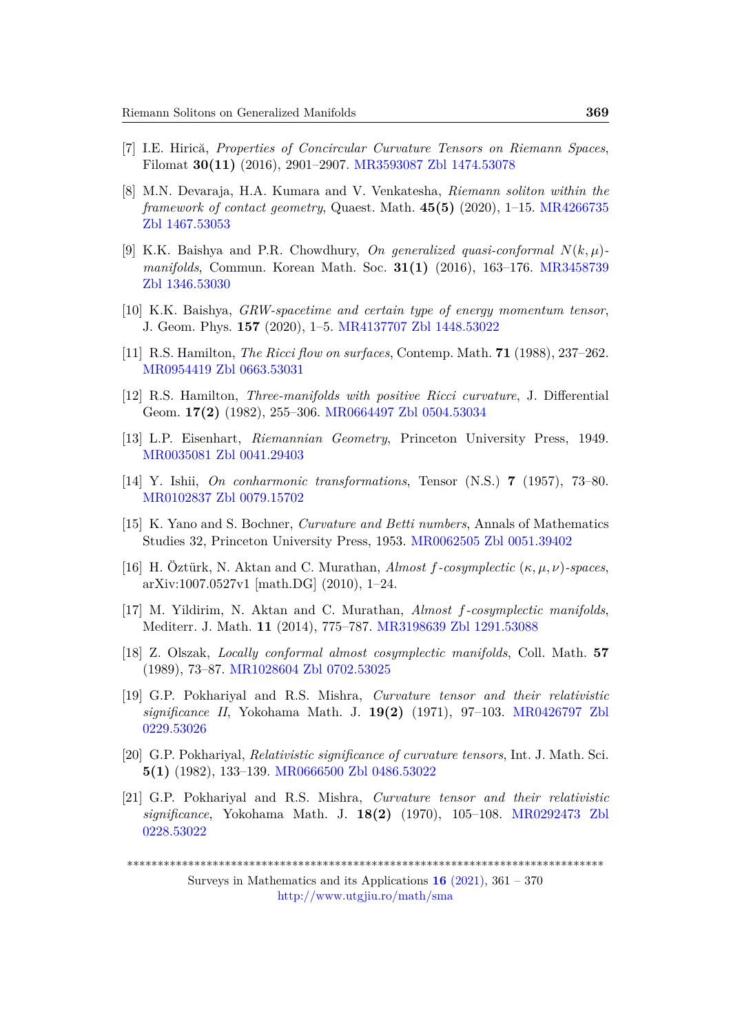[7] I.E. Hirică, *Properties of Concircular Curvature Tensors on Riemann Spaces*, Filomat **30(11)** (2016), 2901–2907. MR3593087 Zbl 1474.53078

[8] M.N. Devaraja, H.A. Kumara and V. Venkatesha, *Riemann soliton within the framework of contact geometry*, Quaest. Math. **45(5)** (2020), 1–15. MR4266735 Zbl 1467.53053

[9] K.K. Baishya and P.R. Chowdhury, *On generalized quasi-conformal $N(k, \mu)$-manifolds*, Commun. Korean Math. Soc. **31(1)** (2016), 163–176. MR3458739 Zbl 1346.53030

[10] K.K. Baishya, *GRW-spacetime and certain type of energy momentum tensor*, J. Geom. Phys. **157** (2020), 1–5. MR4137707 Zbl 1448.53022

[11] R.S. Hamilton, *The Ricci flow on surfaces*, Contemp. Math. **71** (1988), 237–262. MR0954419 Zbl 0663.53031

[12] R.S. Hamilton, *Three-manifolds with positive Ricci curvature*, J. Differential Geom. **17(2)** (1982), 255–306. MR0664497 Zbl 0504.53034

[13] L.P. Eisenhart, *Riemannian Geometry*, Princeton University Press, 1949. MR0035081 Zbl 0041.29403

[14] Y. Ishii, *On conharmonic transformations*, Tensor (N.S.) **7** (1957), 73–80. MR0102837 Zbl 0079.15702

[15] K. Yano and S. Bochner, *Curvature and Betti numbers*, Annals of Mathematics Studies 32, Princeton University Press, 1953. MR0062505 Zbl 0051.39402

[16] H. Öztürk, N. Aktan and C. Murathan, *Almost $f$-cosymplectic $(\kappa, \mu, \nu)$-spaces*, arXiv:1007.0527v1 [math.DG] (2010), 1–24.

[17] M. Yildirim, N. Aktan and C. Murathan, *Almost $f$-cosymplectic manifolds*, Mediterr. J. Math. **11** (2014), 775–787. MR3198639 Zbl 1291.53088

[18] Z. Olszak, *Locally conformal almost cosymplectic manifolds*, Coll. Math. **57** (1989), 73–87. MR1028604 Zbl 0702.53025

[19] G.P. Pokhariyal and R.S. Mishra, *Curvature tensor and their relativistic significance II*, Yokohama Math. J. **19(2)** (1971), 97–103. MR0426797 Zbl 0229.53026

[20] G.P. Pokhariyal, *Relativistic significance of curvature tensors*, Int. J. Math. Sci. **5(1)** (1982), 133–139. MR0666500 Zbl 0486.53022

[21] G.P. Pokhariyal and R.S. Mishra, *Curvature tensor and their relativistic significance*, Yokohama Math. J. **18(2)** (1970), 105–108. MR0292473 Zbl 0228.53022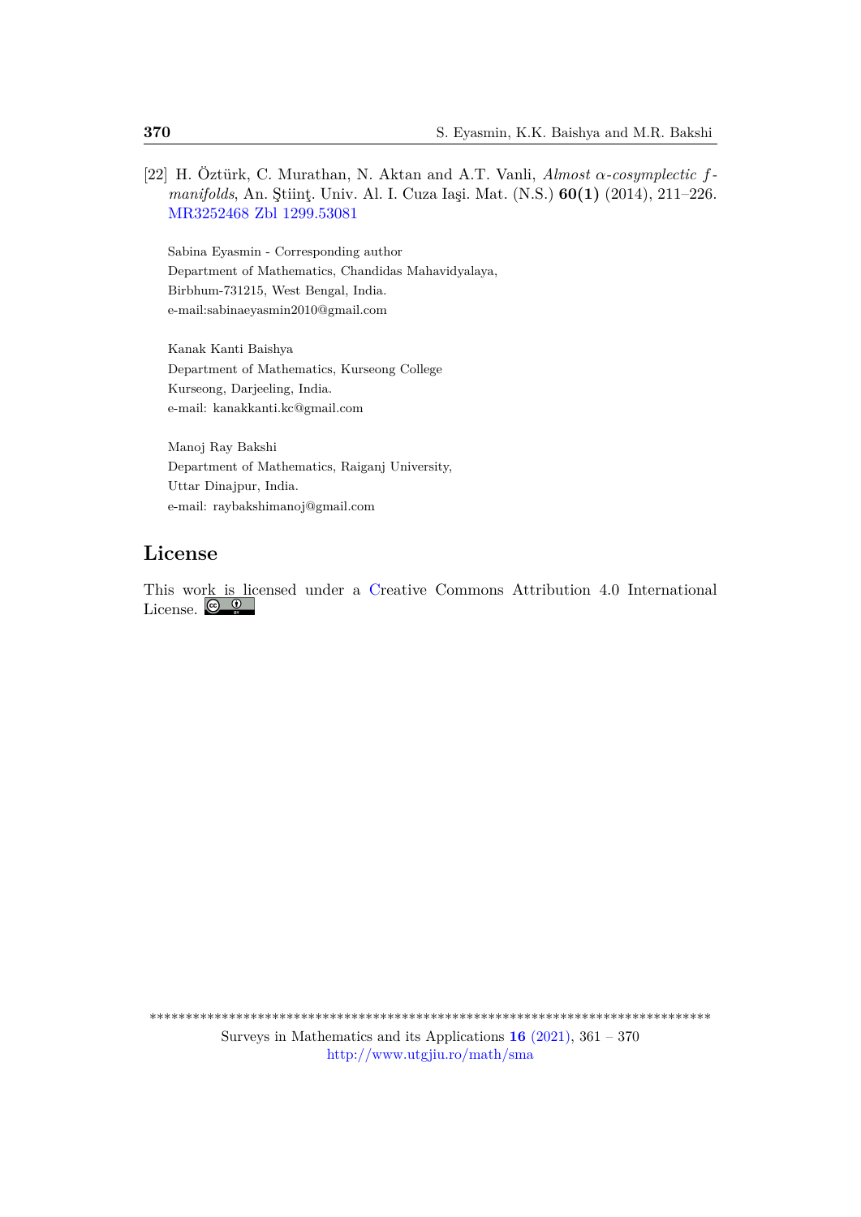[22] H. Öztürk, C. Murathan, N. Aktan and A.T. Vanli, *Almost $\alpha$-cosymplectic $f$-manifolds*, An. Ştiinţ. Univ. Al. I. Cuza Iaşi. Mat. (N.S.) **60(1)** (2014), 211–226. MR3252468 Zbl 1299.53081

Sabina Eyasmin - Corresponding author
Department of Mathematics, Chandidas Mahavidyalaya,
Birbhum-731215, West Bengal, India.
e-mail:sabinaeyasmin2010@gmail.com

Kanak Kanti Baishya
Department of Mathematics, Kurseong College
Kurseong, Darjeeling, India.
e-mail: kanakkanti.kc@gmail.com

Manoj Ray Bakshi
Department of Mathematics, Raiganj University,
Uttar Dinajpur, India.
e-mail: raybakshimanoj@gmail.com

## License

This work is licensed under a Creative Commons Attribution 4.0 International License.